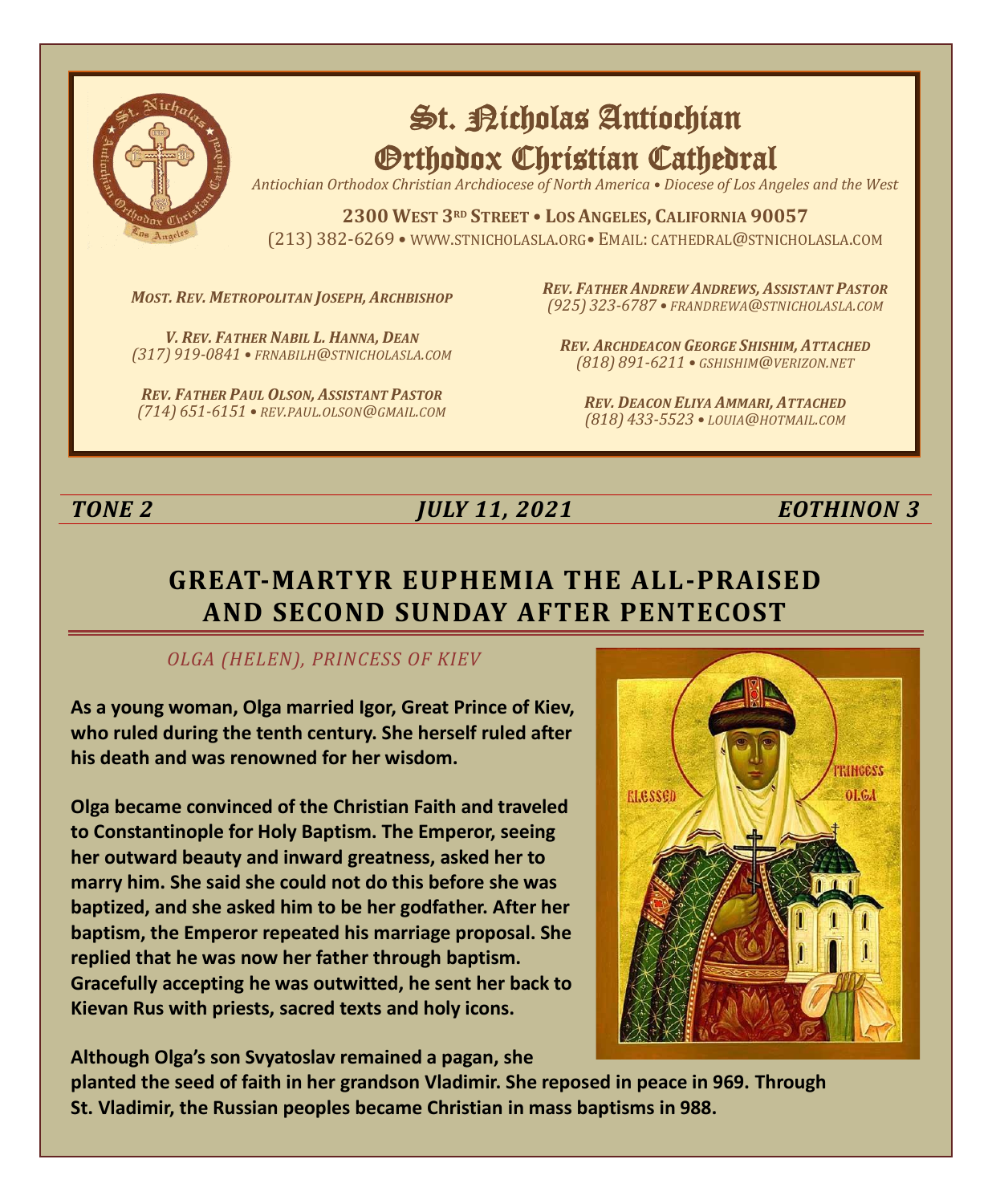# St. Nicholas Antiochian Orthodox Christian Cathedral

*Antiochian Orthodox Christian Archdiocese of North America • Diocese of Los Angeles and the West*

**2300 West 3rd Street • Los Angeles, California 90057**
(213) 382-6269 • www.stnicholasla.org• Email: cathedral@stnicholasla.com

*Most. Rev. Metropolitan Joseph, Archbishop*

*V. Rev. Father Nabil L. Hanna, Dean*
*(317) 919-0841 • frnabilh@stnicholasla.com*

*Rev. Father Paul Olson, Assistant Pastor*
*(714) 651-6151 • rev.paul.olson@gmail.com*

*Rev. Father Andrew Andrews, Assistant Pastor*
*(925) 323-6787 • frandrewa@stnicholasla.com*

*Rev. Archdeacon George Shishim, Attached*
*(818) 891-6211 • gshishim@verizon.net*

*Rev. Deacon Eliya Ammari, Attached*
*(818) 433-5523 • louia@hotmail.com*

***Tone 2*** ***July 11, 2021*** ***Eothinon 3***

## GREAT-MARTYR EUPHEMIA THE ALL-PRAISED AND SECOND SUNDAY AFTER PENTECOST

*OLGA (HELEN), PRINCESS OF KIEV*

**As a young woman, Olga married Igor, Great Prince of Kiev, who ruled during the tenth century. She herself ruled after his death and was renowned for her wisdom.**

**Olga became convinced of the Christian Faith and traveled to Constantinople for Holy Baptism. The Emperor, seeing her outward beauty and inward greatness, asked her to marry him. She said she could not do this before she was baptized, and she asked him to be her godfather. After her baptism, the Emperor repeated his marriage proposal. She replied that he was now her father through baptism. Gracefully accepting he was outwitted, he sent her back to Kievan Rus with priests, sacred texts and holy icons.**

**Although Olga's son Svyatoslav remained a pagan, she planted the seed of faith in her grandson Vladimir. She reposed in peace in 969. Through St. Vladimir, the Russian peoples became Christian in mass baptisms in 988.**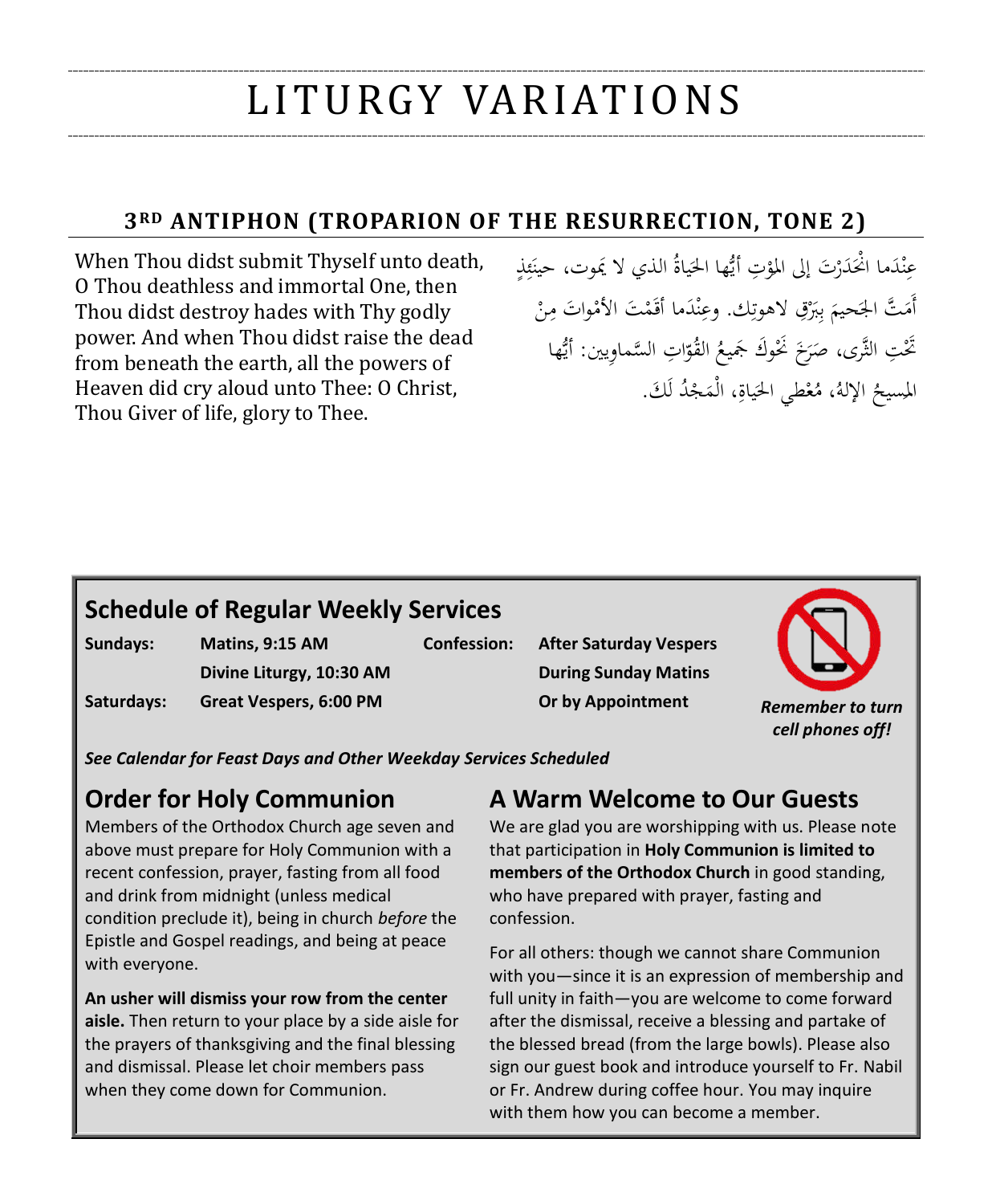# LITURGY VARIATIONS

## 3RD ANTIPHON (TROPARION OF THE RESURRECTION, TONE 2)

When Thou didst submit Thyself unto death, O Thou deathless and immortal One, then Thou didst destroy hades with Thy godly power. And when Thou didst raise the dead from beneath the earth, all the powers of Heaven did cry aloud unto Thee: O Christ, Thou Giver of life, glory to Thee.

عِنْدَما انْحَدَرْتَ إلى المَوْتِ أيُّها الحَياةُ الذي لا يَموت، حينَئِذٍ أَمَتَّ الجَحيمَ بِبَرْقِ لاهوتِك. وعِنْدَما أقَمْتَ الأمْواتَ مِنْ تَحْتِ الثَّرى، صَرَخَ نَحْوَكَ جَميعُ القُوّاتِ السَّماوِيين: أيُّها المسيحُ الإلهُ، مُعْطي الحَياةِ، الْمَجْدُ لَكَ.

## Schedule of Regular Weekly Services

| | | | |
|---|---|---|---|
| **Sundays:** | **Matins, 9:15 AM** | **Confession:** | **After Saturday Vespers** |
| | **Divine Liturgy, 10:30 AM** | | **During Sunday Matins** |
| **Saturdays:** | **Great Vespers, 6:00 PM** | | **Or by Appointment** |

***Remember to turn cell phones off!***

***See Calendar for Feast Days and Other Weekday Services Scheduled***

## Order for Holy Communion

Members of the Orthodox Church age seven and above must prepare for Holy Communion with a recent confession, prayer, fasting from all food and drink from midnight (unless medical condition preclude it), being in church *before* the Epistle and Gospel readings, and being at peace with everyone.

**An usher will dismiss your row from the center aisle.** Then return to your place by a side aisle for the prayers of thanksgiving and the final blessing and dismissal. Please let choir members pass when they come down for Communion.

## A Warm Welcome to Our Guests

We are glad you are worshipping with us. Please note that participation in **Holy Communion is limited to members of the Orthodox Church** in good standing, who have prepared with prayer, fasting and confession.

For all others: though we cannot share Communion with you—since it is an expression of membership and full unity in faith—you are welcome to come forward after the dismissal, receive a blessing and partake of the blessed bread (from the large bowls). Please also sign our guest book and introduce yourself to Fr. Nabil or Fr. Andrew during coffee hour. You may inquire with them how you can become a member.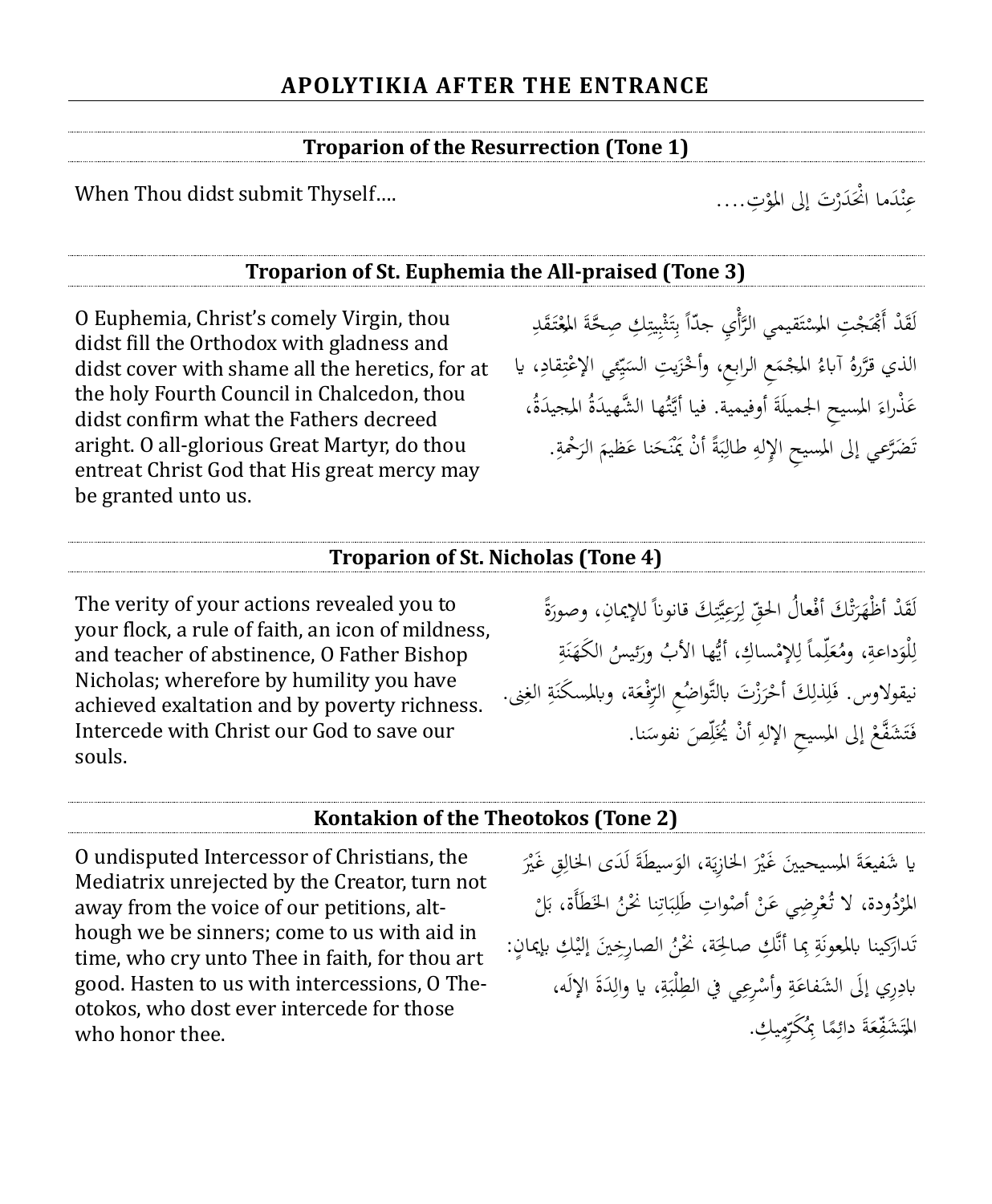## APOLYTIKIA AFTER THE ENTRANCE

### Troparion of the Resurrection (Tone 1)

When Thou didst submit Thyself….

عِنْدَما انْحَدَرْتَ إلى الموْتِ….

### Troparion of St. Euphemia the All-praised (Tone 3)

O Euphemia, Christ's comely Virgin, thou didst fill the Orthodox with gladness and didst cover with shame all the heretics, for at the holy Fourth Council in Chalcedon, thou didst confirm what the Fathers decreed aright. O all-glorious Great Martyr, do thou entreat Christ God that His great mercy may be granted unto us.

لَقَدْ أَبْهَجْتِ المسْتَقيمي الرَّأْيِ جدّاً بِتَثْبِيتِكِ صِحَّةَ المعْتَقَدِ الذي قرَّرهُ آباءُ المجْمَعِ الرابعِ، وأَخْزَيتِ السَيِّئي الإعْتِقادِ، يا عَذْراءَ المسيحِ الجميلَةَ أوفيمية. فيا أَيَّتُها الشَّهيدَةُ المجيدَةُ، تَضَرَّعي إلى المسيحِ الإلهِ طالِبَةً أنْ يَمْنَحَنا عَظيمَ الرَحْمةِ.

### Troparion of St. Nicholas (Tone 4)

The verity of your actions revealed you to your flock, a rule of faith, an icon of mildness, and teacher of abstinence, O Father Bishop Nicholas; wherefore by humility you have achieved exaltation and by poverty richness. Intercede with Christ our God to save our souls.

لَقَدْ أَظْهَرَتْكَ أفْعالُ الحقِّ لِرَعِيَّتِكَ قانوناً للإيمانِ، وصورَةً لِلْوَداعةِ، ومُعَلِّماً لِلإمْساكِ، أيُّها الأبُ ورَئيسُ الكَهَنَةِ نيقولاوس. فَلِذلِكَ أحْرَزْتَ بالتَّواضُعِ الرِّفْعَة، وبالمسكَنَةِ الغِنى. فَتَشَفَّعْ إلى المسيحِ الإلهِ أنْ يُخَلِّصَ نفوسَنا.

### Kontakion of the Theotokos (Tone 2)

O undisputed Intercessor of Christians, the Mediatrix unrejected by the Creator, turn not away from the voice of our petitions, although we be sinners; come to us with aid in time, who cry unto Thee in faith, for thou art good. Hasten to us with intercessions, O Theotokos, who dost ever intercede for those who honor thee.

يا شَفيعَةَ المسيحيينَ غَيْرَ الخازِيَة، الوَسيطَةَ لَدَى الخالِقِ غَيْرَ المرْدُودة، لا تُعْرِضِي عَنْ أَصْواتِ طَلِبَاتِنا نَحْنُ الخَطَأَة، بَلْ تَدارَكينا بالمعونَةِ بِما أَنَّكِ صالِحَة، نَحْنُ الصارِخينَ إلَيْكِ بإيمانٍ: بادِرِي إلَى الشَفاعَةِ وأَسْرِعِي في الطِلْبَةِ، يا والِدَةَ الإلَه، المتَشَفِّعَةَ دائِمًا بِمُكَرِّميكِ.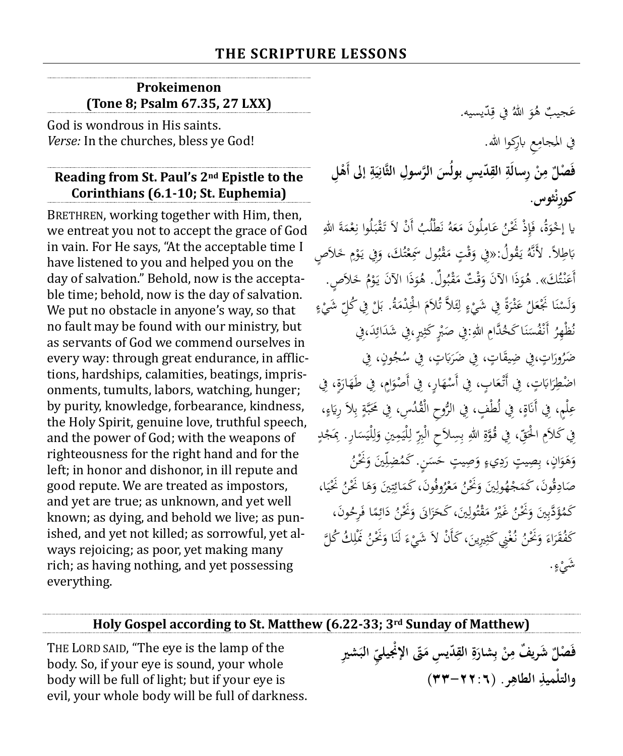## THE SCRIPTURE LESSONS

### Prokeimenon (Tone 8; Psalm 67.35, 27 LXX)

God is wondrous in His saints.
*Verse:* In the churches, bless ye God!

عَجيبٌ هُوَ اللهُ في قِدّيسيه.

في المجامِعِ بارِكوا الله.

### Reading from St. Paul's 2nd Epistle to the Corinthians (6.1-10; St. Euphemia)

BRETHREN, working together with Him, then, we entreat you not to accept the grace of God in vain. For He says, "At the acceptable time I have listened to you and helped you on the day of salvation." Behold, now is the acceptable time; behold, now is the day of salvation. We put no obstacle in anyone's way, so that no fault may be found with our ministry, but as servants of God we commend ourselves in every way: through great endurance, in afflictions, hardships, calamities, beatings, imprisonments, tumults, labors, watching, hunger; by purity, knowledge, forbearance, kindness, the Holy Spirit, genuine love, truthful speech, and the power of God; with the weapons of righteousness for the right hand and for the left; in honor and dishonor, in ill repute and good repute. We are treated as impostors, and yet are true; as unknown, and yet well known; as dying, and behold we live; as punished, and yet not killed; as sorrowful, yet always rejoicing; as poor, yet making many rich; as having nothing, and yet possessing everything.

**فَصْلٌ مِنْ رِسالَةِ القِدّيسِ بولُسَ الرَّسولِ الثَّانِيَةِ إلى أَهْلِ كورِنْثوس.**

يا إخْوَةُ، فَإِذْ نَحْنُ عَامِلُونَ مَعَهُ نَطْلُبُ أَنْ لاَ تَقْبَلُوا نِعْمَةَ اللهِ بَاطِلاً. لأَنَّهُ يَقُولُ: «فِي وَقْتٍ مَقْبُولٍ سَمِعْتُكَ، وَفِي يَوْمِ خَلاَصٍ أَعَنْتُكَ». هُوَذَا الآنَ وَقْتٌ مَقْبُولٌ. هُوَذَا الآنَ يَوْمُ خَلاَصٍ. وَلَسْنَا نَجْعَلُ عَثْرَةً فِي شَيْءٍ لِئَلاَّ تُلاَمَ الْخِدْمَةُ. بَلْ فِي كُلِّ شَيْءٍ نُظْهِرُ أَنْفُسَنَا كَخُدَّامِ اللهِ: فِي صَبْرٍ كَثِيرٍ، فِي شَدَائِدَ، فِي ضَرُورَاتٍ، فِي ضِيقَاتٍ، فِي ضَرَبَاتٍ، فِي سُجُونٍ، فِي اضْطِرَابَاتٍ، فِي أَتْعَابٍ، فِي أَسْهَارٍ، فِي أَصْوَامٍ، فِي طَهَارَةٍ، فِي عِلْمٍ، فِي أَنَاةٍ، فِي لُطْفٍ، فِي الرُّوحِ الْقُدُسِ، فِي مَحَبَّةٍ بِلاَ رِيَاءٍ، فِي كَلاَمِ الْحَقِّ، فِي قُوَّةِ اللهِ بِسِلاَحِ الْبِرِّ لِلْيَمِينِ وَلِلْيَسَارِ. بِمَجْدٍ وَهَوَانٍ، بِصِيتٍ رَدِيءٍ وَصِيتٍ حَسَنٍ. كَمُضِلِّينَ وَنَحْنُ صَادِقُونَ، كَمَجْهُولِينَ وَنَحْنُ مَعْرُوفُونَ، كَمَائِتِينَ وَهَا نَحْنُ نَحْيَا، كَمُؤَدَّبِينَ وَنَحْنُ غَيْرُ مَقْتُولِينَ، كَحَزَانَى وَنَحْنُ دَائِمًا فَرِحُونَ، كَفُقَرَاءَ وَنَحْنُ نُغْنِي كَثِيرِينَ، كَأَنْ لاَ شَيْءَ لَنَا وَنَحْنُ نَمْلِكُ كُلَّ شَيْءٍ.

### Holy Gospel according to St. Matthew (6.22-33; 3rd Sunday of Matthew)

THE LORD SAID, "The eye is the lamp of the body. So, if your eye is sound, your whole body will be full of light; but if your eye is evil, your whole body will be full of darkness.

**فَصْلٌ شَريفٌ مِنْ بِشارَةِ القِدّيسِ مَتّى الإِنْجيليّ البَشيرِ والتلْميذِ الطاهِر. (٦: ٢٢–٣٣)**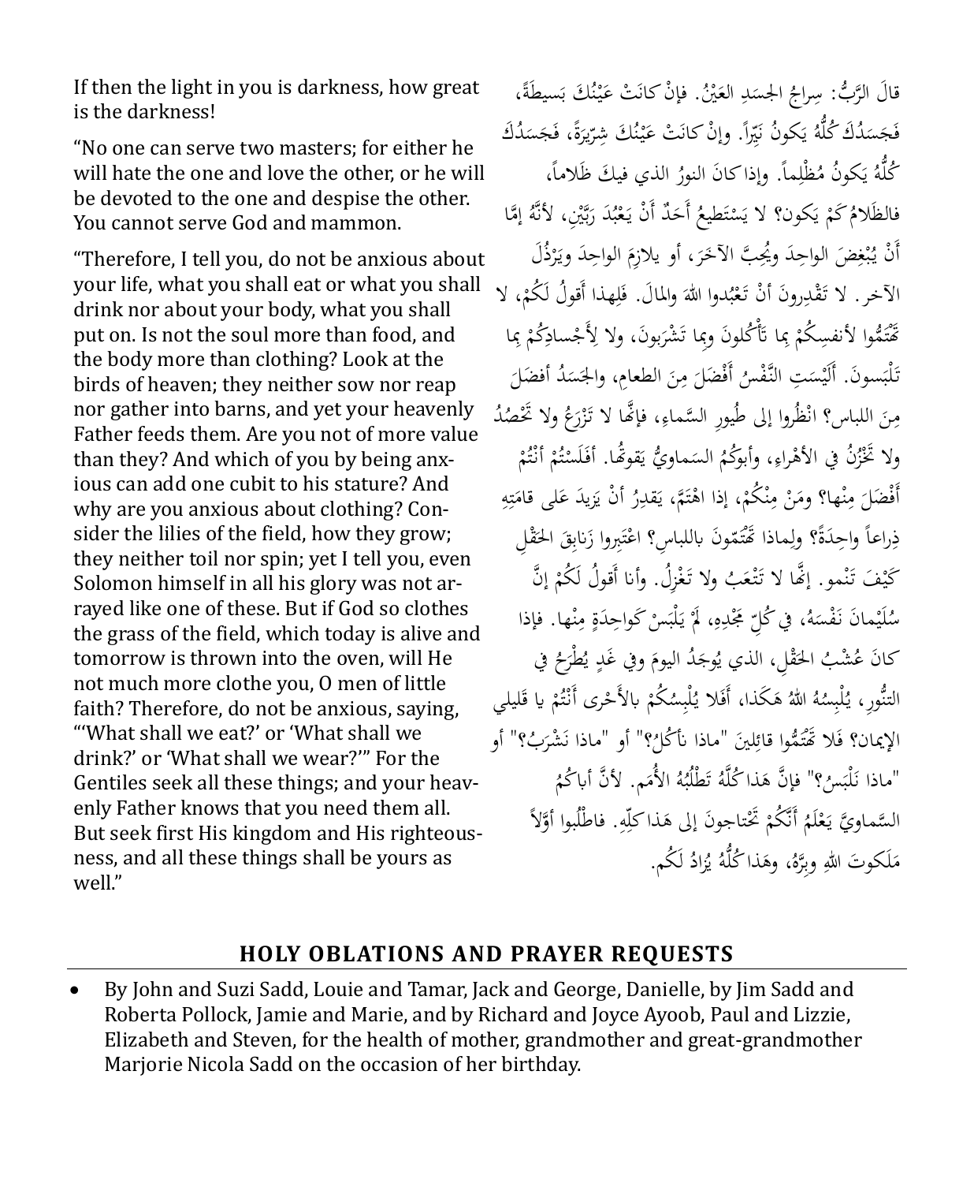If then the light in you is darkness, how great is the darkness!

"No one can serve two masters; for either he will hate the one and love the other, or he will be devoted to the one and despise the other. You cannot serve God and mammon.

"Therefore, I tell you, do not be anxious about your life, what you shall eat or what you shall drink nor about your body, what you shall put on. Is not the soul more than food, and the body more than clothing? Look at the birds of heaven; they neither sow nor reap nor gather into barns, and yet your heavenly Father feeds them. Are you not of more value than they? And which of you by being anxious can add one cubit to his stature? And why are you anxious about clothing? Consider the lilies of the field, how they grow; they neither toil nor spin; yet I tell you, even Solomon himself in all his glory was not arrayed like one of these. But if God so clothes the grass of the field, which today is alive and tomorrow is thrown into the oven, will He not much more clothe you, O men of little faith? Therefore, do not be anxious, saying, "'What shall we eat?' or 'What shall we drink?' or 'What shall we wear?'" For the Gentiles seek all these things; and your heavenly Father knows that you need them all. But seek first His kingdom and His righteousness, and all these things shall be yours as well."

قالَ الرَّبُّ: سِراجُ الجسَدِ العَيْنُ. فإنْ كانَتْ عَيْنُكَ بَسيطَةً، فَجَسَدُكَ كُلُّهُ يَكونُ نَيِّراً. وإنْ كانَتْ عَيْنُكَ شِرّيرَةً، فَجَسَدُكَ كُلُّهُ يَكونُ مُظْلِماً. وإذا كانَ النورُ الذي فيكَ ظَلاماً، فالظَلامُ كَمْ يَكون؟ لا يَسْتَطيعُ أَحَدٌ أَنْ يَعْبُدَ رَبَّيْنِ، لأنَّهُ إمَّا أَنْ يُبْغِضَ الواحِدَ ويُحِبَّ الآخَرَ، أو يلازِمَ الواحِدَ ويَرْذُلَ الآخر. لا تَقْدِرونَ أنْ تَعْبُدوا اللهَ والمالَ. فَلِهذا أَقولُ لَكُمْ، لا تَهْتَمُّوا لأنفسِكُمْ بِما تَأْكُلونَ وبِما تَشْرَبونَ، ولا لِأَجْسادِكُمْ بِما تَلْبَسونَ. أَلَيْسَتِ النَّفْسُ أَفْضَلَ مِنَ الطعامِ، والجَسَدُ أفضَلَ مِنَ اللباس؟ انْظُروا إلى طُيورِ السَّماءِ، فإنَّها لا تَزْرَعُ ولا تَحْصُدُ ولا تَخْزُنُ في الأَهْراءِ، وأبوكُمُ السَماويُّ يَقوتُها. أَفَلَسْتُمْ أَنْتُمْ أَفْضَلَ مِنْها؟ ومَنْ مِنْكُمْ، إذا اهْتَمَّ، يَقدِرُ أَنْ يَزيدَ عَلى قامَتِهِ ذِراعاً واحِدَةً؟ ولِماذا تَهْتَمّونَ باللباسِ؟ اعْتَبِروا زَنابِقَ الحَقْلِ كَيْفَ تَنْمو. إنَّها لا تَتْعَبُ ولا تَغْزِلُ. وأنا أَقولُ لَكُمْ إنَّ سُلَيْمانَ نَفْسَهُ، في كُلِّ مَجْدِهِ، لَمْ يَلْبَسْ كَواحِدَةٍ مِنْها. فإذا كانَ عُشْبُ الحَقْلِ، الذي يُوجَدُ اليومَ وفي غَدٍ يُطْرَحُ في التَنُّورِ، يُلْبِسُهُ اللهُ هَكَذا، أَفَلا يُلْبِسُكُمْ بالأَحْرى أَنْتُمْ يا قَليلي الإيمان؟ فَلا تَهْتَمُّوا قائِلينَ "ماذا نأكُلُ؟" أو "ماذا نَشْرَبُ؟" أو "ماذا نَلْبَسُ؟" فإنَّ هَذا كُلَّهُ تَطْلُبُهُ الأُمَم. لأنَّ أباكُمُ السَّماويَّ يَعْلَمُ أَنَّكُمْ تَحْتاجونَ إلى هَذا كلِّهِ. فاطْلُبوا أَوَّلاً مَلَكوتَ اللهِ وبِرَّهُ، وهَذا كُلُّهُ يُزادُ لَكُم.

## HOLY OBLATIONS AND PRAYER REQUESTS

- By John and Suzi Sadd, Louie and Tamar, Jack and George, Danielle, by Jim Sadd and Roberta Pollock, Jamie and Marie, and by Richard and Joyce Ayoob, Paul and Lizzie, Elizabeth and Steven, for the health of mother, grandmother and great-grandmother Marjorie Nicola Sadd on the occasion of her birthday.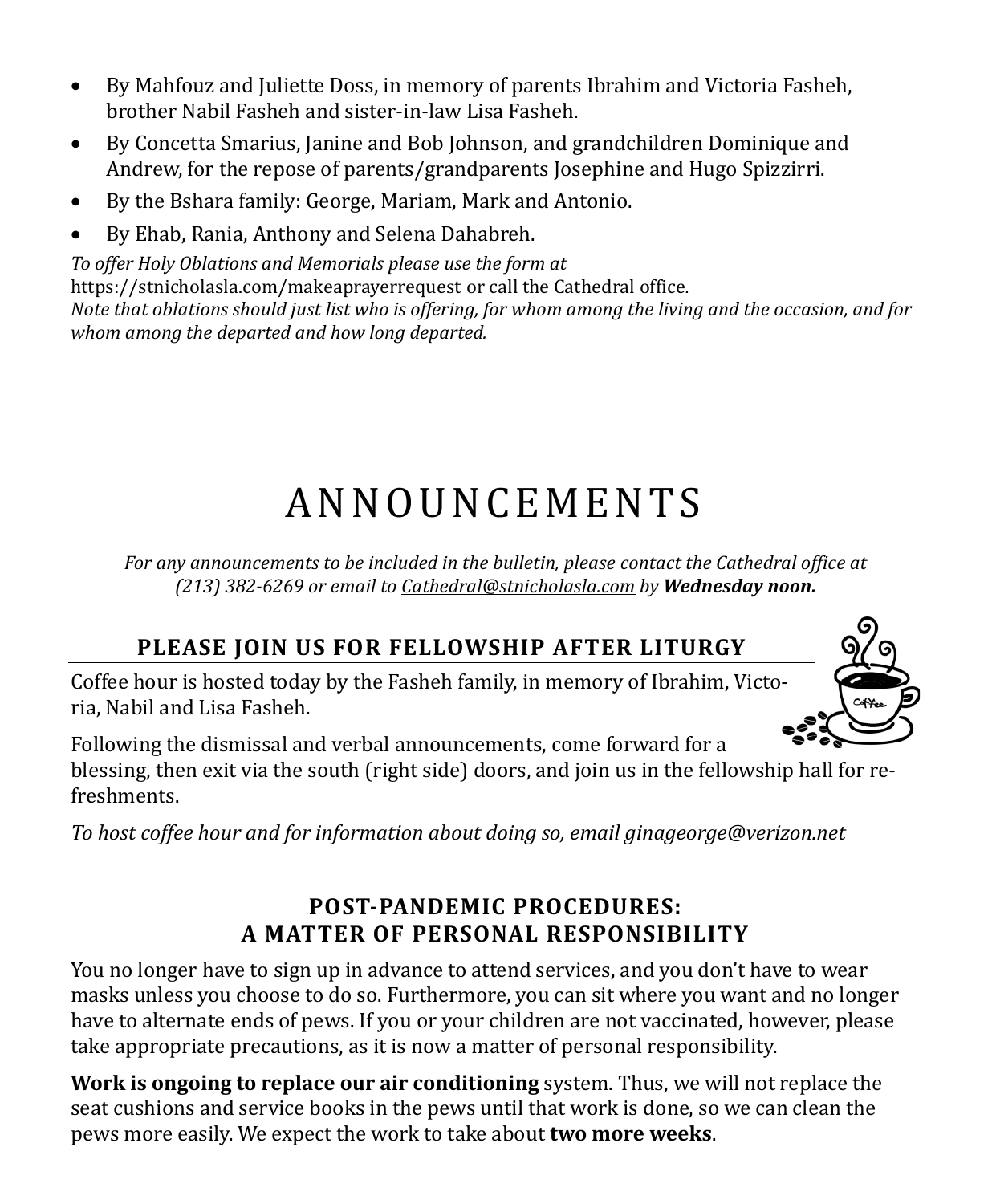- By Mahfouz and Juliette Doss, in memory of parents Ibrahim and Victoria Fasheh, brother Nabil Fasheh and sister-in-law Lisa Fasheh.
- By Concetta Smarius, Janine and Bob Johnson, and grandchildren Dominique and Andrew, for the repose of parents/grandparents Josephine and Hugo Spizzirri.
- By the Bshara family: George, Mariam, Mark and Antonio.
- By Ehab, Rania, Anthony and Selena Dahabreh.

*To offer Holy Oblations and Memorials please use the form at* https://stnicholasla.com/makeaprayerrequest or call the Cathedral office.
*Note that oblations should just list who is offering, for whom among the living and the occasion, and for whom among the departed and how long departed.*

# ANNOUNCEMENTS

*For any announcements to be included in the bulletin, please contact the Cathedral office at (213) 382-6269 or email to* Cathedral@stnicholasla.com *by* ***Wednesday noon.***

## PLEASE JOIN US FOR FELLOWSHIP AFTER LITURGY

Coffee hour is hosted today by the Fasheh family, in memory of Ibrahim, Victoria, Nabil and Lisa Fasheh.

Following the dismissal and verbal announcements, come forward for a blessing, then exit via the south (right side) doors, and join us in the fellowship hall for refreshments.

*To host coffee hour and for information about doing so, email ginageorge@verizon.net*

## POST-PANDEMIC PROCEDURES: A MATTER OF PERSONAL RESPONSIBILITY

You no longer have to sign up in advance to attend services, and you don't have to wear masks unless you choose to do so. Furthermore, you can sit where you want and no longer have to alternate ends of pews. If you or your children are not vaccinated, however, please take appropriate precautions, as it is now a matter of personal responsibility.

**Work is ongoing to replace our air conditioning** system. Thus, we will not replace the seat cushions and service books in the pews until that work is done, so we can clean the pews more easily. We expect the work to take about **two more weeks**.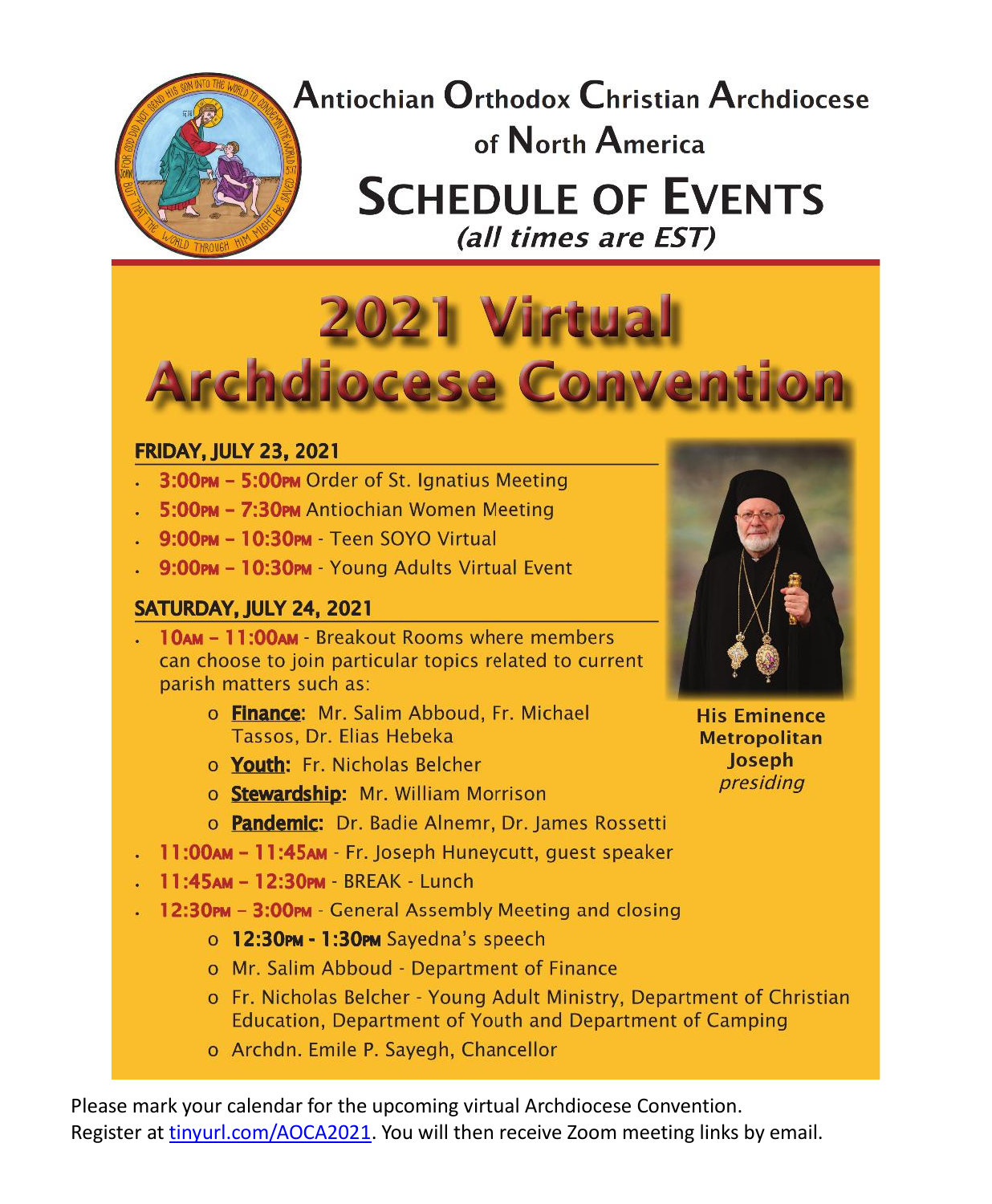# Antiochian Orthodox Christian Archdiocese of North America

## SCHEDULE OF EVENTS

*(all times are EST)*

# 2021 Virtual Archdiocese Convention

### FRIDAY, JULY 23, 2021

- **3:00PM – 5:00PM** Order of St. Ignatius Meeting
- **5:00PM – 7:30PM** Antiochian Women Meeting
- **9:00PM – 10:30PM** - Teen SOYO Virtual
- **9:00PM – 10:30PM** - Young Adults Virtual Event

### SATURDAY, JULY 24, 2021

- **10AM – 11:00AM** - Breakout Rooms where members can choose to join particular topics related to current parish matters such as:
  - **Finance:** Mr. Salim Abboud, Fr. Michael Tassos, Dr. Elias Hebeka
  - **Youth:** Fr. Nicholas Belcher
  - **Stewardship:** Mr. William Morrison
  - **Pandemic:** Dr. Badie Alnemr, Dr. James Rossetti
- **11:00AM – 11:45AM** - Fr. Joseph Huneycutt, guest speaker
- **11:45AM – 12:30PM** - BREAK - Lunch
- **12:30PM – 3:00PM** - General Assembly Meeting and closing
  - **12:30PM - 1:30PM** Sayedna's speech
  - Mr. Salim Abboud - Department of Finance
  - Fr. Nicholas Belcher - Young Adult Ministry, Department of Christian Education, Department of Youth and Department of Camping
  - Archdn. Emile P. Sayegh, Chancellor

**His Eminence Metropolitan Joseph** *presiding*

Please mark your calendar for the upcoming virtual Archdiocese Convention.
Register at tinyurl.com/AOCA2021. You will then receive Zoom meeting links by email.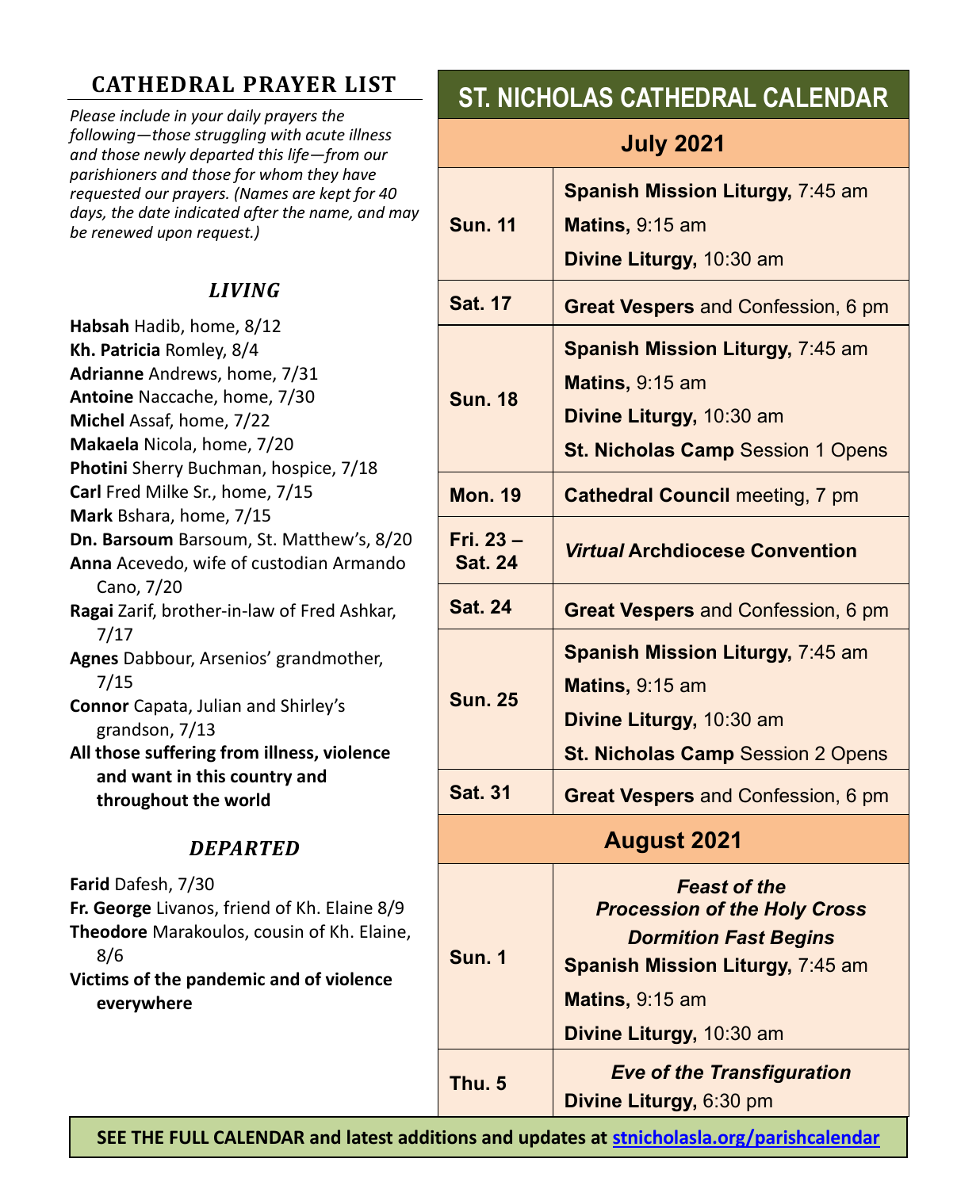## CATHEDRAL PRAYER LIST

*Please include in your daily prayers the following—those struggling with acute illness and those newly departed this life—from our parishioners and those for whom they have requested our prayers. (Names are kept for 40 days, the date indicated after the name, and may be renewed upon request.)*

### *LIVING*

**Habsah** Hadib, home, 8/12
**Kh. Patricia** Romley, 8/4
**Adrianne** Andrews, home, 7/31
**Antoine** Naccache, home, 7/30
**Michel** Assaf, home, 7/22
**Makaela** Nicola, home, 7/20
**Photini** Sherry Buchman, hospice, 7/18
**Carl** Fred Milke Sr., home, 7/15
**Mark** Bshara, home, 7/15
**Dn. Barsoum** Barsoum, St. Matthew's, 8/20
**Anna** Acevedo, wife of custodian Armando Cano, 7/20
**Ragai** Zarif, brother-in-law of Fred Ashkar, 7/17
**Agnes** Dabbour, Arsenios' grandmother, 7/15
**Connor** Capata, Julian and Shirley's grandson, 7/13
**All those suffering from illness, violence and want in this country and throughout the world**

### *DEPARTED*

**Farid** Dafesh, 7/30
**Fr. George** Livanos, friend of Kh. Elaine 8/9
**Theodore** Marakoulos, cousin of Kh. Elaine, 8/6
**Victims of the pandemic and of violence everywhere**

## ST. NICHOLAS CATHEDRAL CALENDAR

| | |
|---|---|
| **July 2021** | |
| **Sun. 11** | **Spanish Mission Liturgy,** 7:45 am<br>**Matins,** 9:15 am<br>**Divine Liturgy,** 10:30 am |
| **Sat. 17** | **Great Vespers** and Confession, 6 pm |
| **Sun. 18** | **Spanish Mission Liturgy,** 7:45 am<br>**Matins,** 9:15 am<br>**Divine Liturgy,** 10:30 am<br>**St. Nicholas Camp** Session 1 Opens |
| **Mon. 19** | **Cathedral Council** meeting, 7 pm |
| **Fri. 23 – Sat. 24** | ***Virtual* Archdiocese Convention** |
| **Sat. 24** | **Great Vespers** and Confession, 6 pm |
| **Sun. 25** | **Spanish Mission Liturgy,** 7:45 am<br>**Matins,** 9:15 am<br>**Divine Liturgy,** 10:30 am<br>**St. Nicholas Camp** Session 2 Opens |
| **Sat. 31** | **Great Vespers** and Confession, 6 pm |
| **August 2021** | |
| **Sun. 1** | ***Feast of the Procession of the Holy Cross***<br>***Dormition Fast Begins***<br>**Spanish Mission Liturgy,** 7:45 am<br>**Matins,** 9:15 am<br>**Divine Liturgy,** 10:30 am |
| **Thu. 5** | ***Eve of the Transfiguration***<br>**Divine Liturgy,** 6:30 pm |

**SEE THE FULL CALENDAR and latest additions and updates at** [stnicholasla.org/parishcalendar](stnicholasla.org/parishcalendar)